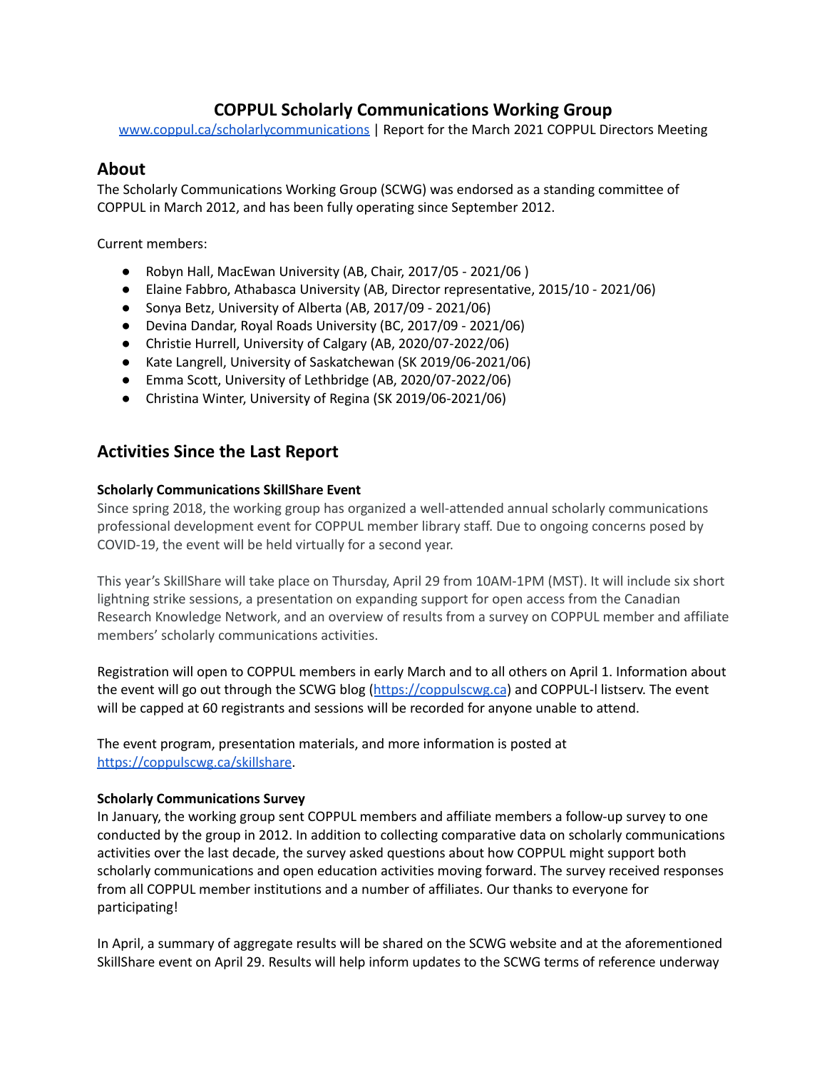# COPPUL Scholarly Communications Working Group

[www.coppul.ca/scholarlycommunications](www.coppul.ca/scholarlycommunications) | Report for the March 2021 COPPUL Directors Meeting

## About

The Scholarly Communications Working Group (SCWG) was endorsed as a standing committee of COPPUL in March 2012, and has been fully operating since September 2012.

Current members:

- Robyn Hall, MacEwan University (AB, Chair, 2017/05 - 2021/06 )
- Elaine Fabbro, Athabasca University (AB, Director representative, 2015/10 - 2021/06)
- Sonya Betz, University of Alberta (AB, 2017/09 - 2021/06)
- Devina Dandar, Royal Roads University (BC, 2017/09 - 2021/06)
- Christie Hurrell, University of Calgary (AB, 2020/07-2022/06)
- Kate Langrell, University of Saskatchewan (SK 2019/06-2021/06)
- Emma Scott, University of Lethbridge (AB, 2020/07-2022/06)
- Christina Winter, University of Regina (SK 2019/06-2021/06)

## Activities Since the Last Report

**Scholarly Communications SkillShare Event**

Since spring 2018, the working group has organized a well-attended annual scholarly communications professional development event for COPPUL member library staff. Due to ongoing concerns posed by COVID-19, the event will be held virtually for a second year.

This year's SkillShare will take place on Thursday, April 29 from 10AM-1PM (MST). It will include six short lightning strike sessions, a presentation on expanding support for open access from the Canadian Research Knowledge Network, and an overview of results from a survey on COPPUL member and affiliate members' scholarly communications activities.

Registration will open to COPPUL members in early March and to all others on April 1. Information about the event will go out through the SCWG blog ([https://coppulscwg.ca](https://coppulscwg.ca)) and COPPUL-l listserv. The event will be capped at 60 registrants and sessions will be recorded for anyone unable to attend.

The event program, presentation materials, and more information is posted at [https://coppulscwg.ca/skillshare](https://coppulscwg.ca/skillshare).

**Scholarly Communications Survey**

In January, the working group sent COPPUL members and affiliate members a follow-up survey to one conducted by the group in 2012. In addition to collecting comparative data on scholarly communications activities over the last decade, the survey asked questions about how COPPUL might support both scholarly communications and open education activities moving forward. The survey received responses from all COPPUL member institutions and a number of affiliates. Our thanks to everyone for participating!

In April, a summary of aggregate results will be shared on the SCWG website and at the aforementioned SkillShare event on April 29. Results will help inform updates to the SCWG terms of reference underway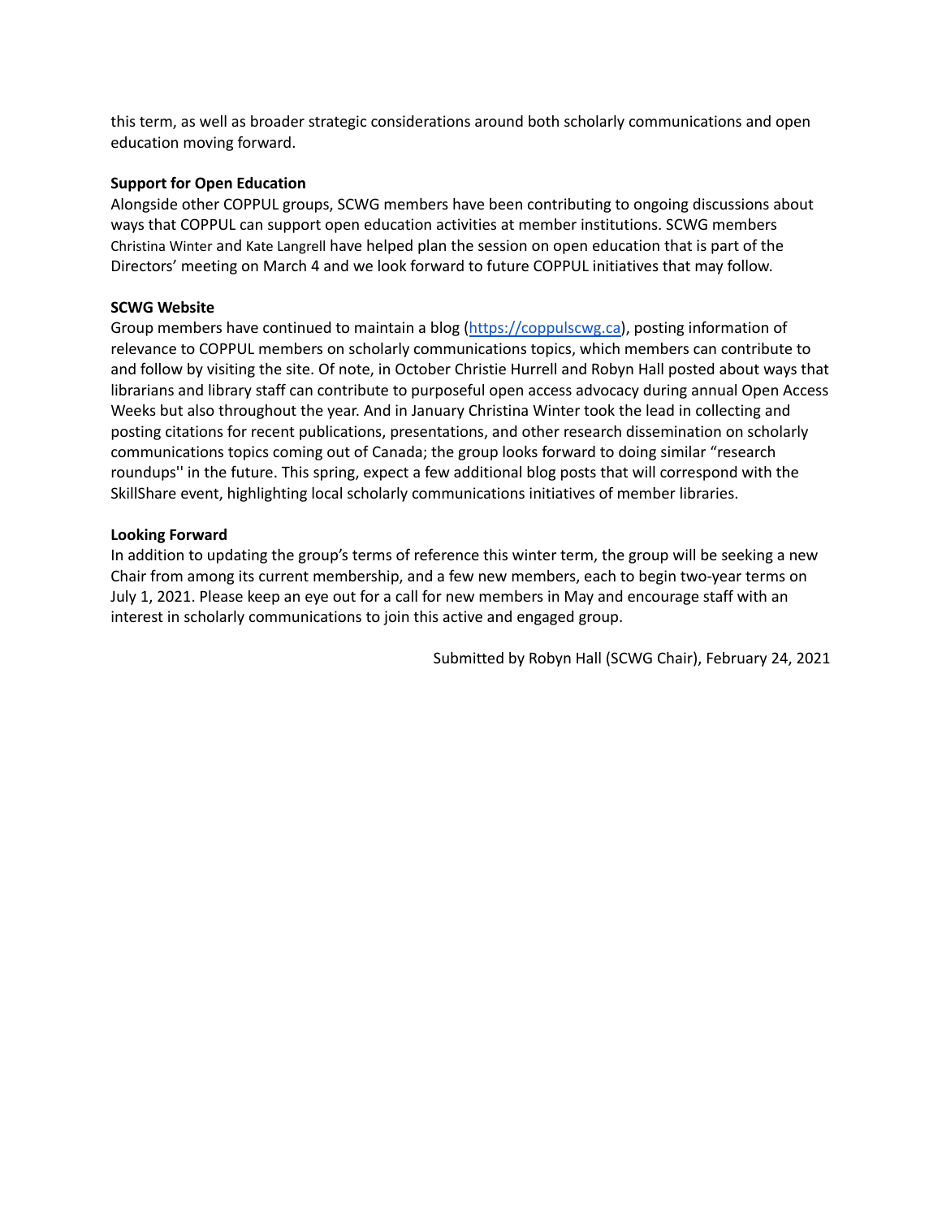this term, as well as broader strategic considerations around both scholarly communications and open education moving forward.

**Support for Open Education**

Alongside other COPPUL groups, SCWG members have been contributing to ongoing discussions about ways that COPPUL can support open education activities at member institutions. SCWG members Christina Winter and Kate Langrell have helped plan the session on open education that is part of the Directors' meeting on March 4 and we look forward to future COPPUL initiatives that may follow.

**SCWG Website**

Group members have continued to maintain a blog ([https://coppulscwg.ca](https://coppulscwg.ca)), posting information of relevance to COPPUL members on scholarly communications topics, which members can contribute to and follow by visiting the site. Of note, in October Christie Hurrell and Robyn Hall posted about ways that librarians and library staff can contribute to purposeful open access advocacy during annual Open Access Weeks but also throughout the year. And in January Christina Winter took the lead in collecting and posting citations for recent publications, presentations, and other research dissemination on scholarly communications topics coming out of Canada; the group looks forward to doing similar "research roundups'' in the future. This spring, expect a few additional blog posts that will correspond with the SkillShare event, highlighting local scholarly communications initiatives of member libraries.

**Looking Forward**

In addition to updating the group's terms of reference this winter term, the group will be seeking a new Chair from among its current membership, and a few new members, each to begin two-year terms on July 1, 2021. Please keep an eye out for a call for new members in May and encourage staff with an interest in scholarly communications to join this active and engaged group.

Submitted by Robyn Hall (SCWG Chair), February 24, 2021